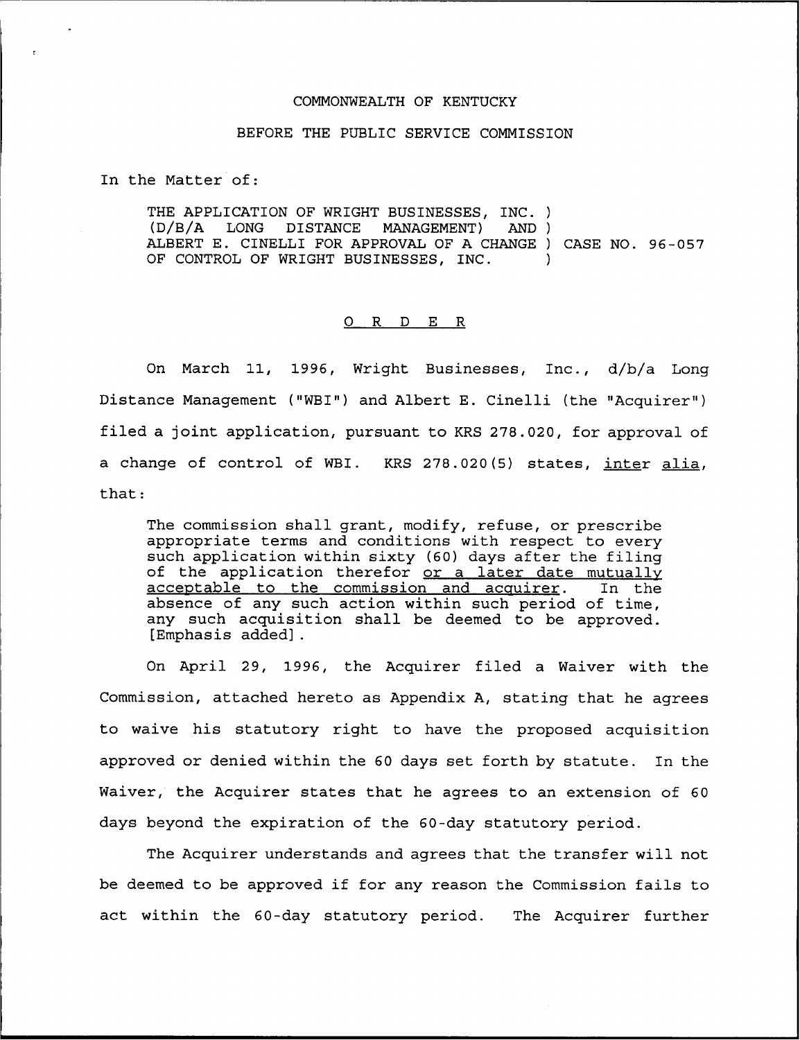COMMONWEALTH OF KENTUCKY

BEFORE THE PUBLIC SERVICE COMMISSION

In the Matter of:

THE APPLICATION OF WRIGHT BUSINESSES, INC. (D/B/A LONG DISTANCE MANAGEMENT) AND ALBERT E. CINELLI FOR APPROVAL OF A CHANGE OF CONTROL OF WRIGHT BUSINESSES, INC. ) CASE NO. 96-057

O R D E R

On March 11, 1996, Wright Businesses, Inc., d/b/a Long Distance Management ("WBI") and Albert E. Cinelli (the "Acquirer") filed a joint application, pursuant to KRS 278.020, for approval of a change of control of WBI. KRS 278.020(5) states, inter alia, that:

> The commission shall grant, modify, refuse, or prescribe appropriate terms and conditions with respect to every such application within sixty (60) days after the filing of the application therefor or a later date mutually acceptable to the commission and acquirer. In the absence of any such action within such period of time, any such acquisition shall be deemed to be approved. [Emphasis added].

On April 29, 1996, the Acquirer filed a Waiver with the Commission, attached hereto as Appendix A, stating that he agrees to waive his statutory right to have the proposed acquisition approved or denied within the 60 days set forth by statute. In the Waiver, the Acquirer states that he agrees to an extension of 60 days beyond the expiration of the 60-day statutory period.

The Acquirer understands and agrees that the transfer will not be deemed to be approved if for any reason the Commission fails to act within the 60-day statutory period. The Acquirer further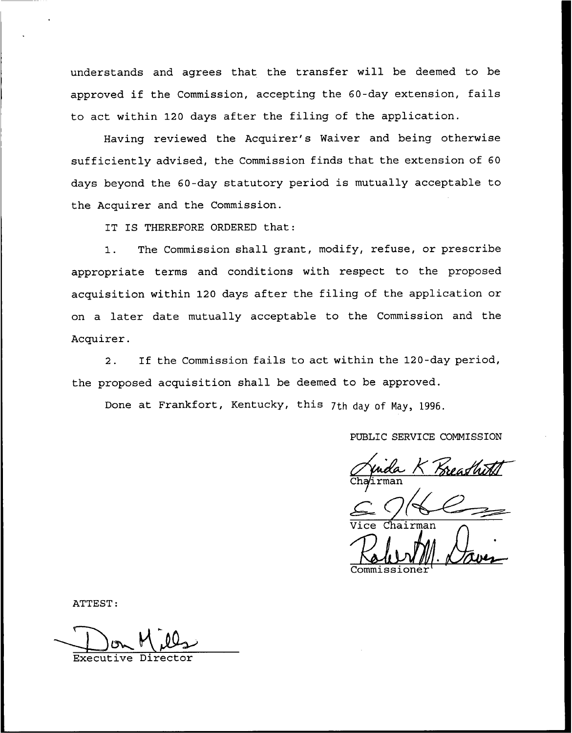understands and agrees that the transfer will be deemed to be approved if the Commission, accepting the 60-day extension, fails to act within 120 days after the filing of the application.

Having reviewed the Acquirer's Waiver and being otherwise sufficiently advised, the Commission finds that the extension of 60 days beyond the 60-day statutory period is mutually acceptable to the Acquirer and the Commission.

IT IS THEREFORE ORDERED that:

1. The Commission shall grant, modify, refuse, or prescribe appropriate terms and conditions with respect to the proposed acquisition within 120 days after the filing of the application or on a later date mutually acceptable to the Commission and the Acquirer.

2. If the Commission fails to act within the 120-day period, the proposed acquisition shall be deemed to be approved.

Done at Frankfort, Kentucky, this 7th day of May, 1996.

PUBLIC SERVICE COMMISSION

Linda K Breathitt
Chairman

Vice Chairman

Robert M. Davis
Commissioner

ATTEST:

Don Mills
Executive Director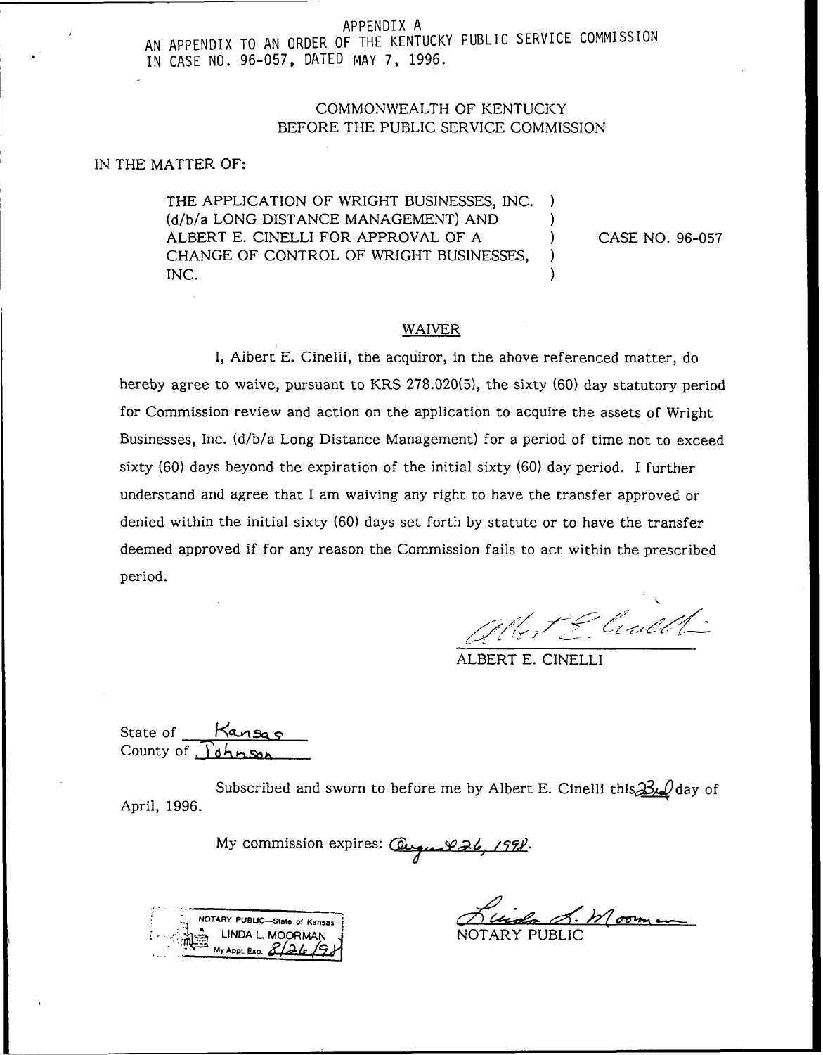APPENDIX A
AN APPENDIX TO AN ORDER OF THE KENTUCKY PUBLIC SERVICE COMMISSION
IN CASE NO. 96-057, DATED MAY 7, 1996.

COMMONWEALTH OF KENTUCKY
BEFORE THE PUBLIC SERVICE COMMISSION

IN THE MATTER OF:

THE APPLICATION OF WRIGHT BUSINESSES, INC. (d/b/a LONG DISTANCE MANAGEMENT) AND ALBERT E. CINELLI FOR APPROVAL OF A CHANGE OF CONTROL OF WRIGHT BUSINESSES, INC. ) CASE NO. 96-057

WAIVER

I, Albert E. Cinelli, the acquiror, in the above referenced matter, do hereby agree to waive, pursuant to KRS 278.020(5), the sixty (60) day statutory period for Commission review and action on the application to acquire the assets of Wright Businesses, Inc. (d/b/a Long Distance Management) for a period of time not to exceed sixty (60) days beyond the expiration of the initial sixty (60) day period. I further understand and agree that I am waiving any right to have the transfer approved or denied within the initial sixty (60) days set forth by statute or to have the transfer deemed approved if for any reason the Commission fails to act within the prescribed period.

ALBERT E. CINELLI

State of Kansas
County of Johnson

Subscribed and sworn to before me by Albert E. Cinelli this 23rd day of April, 1996.

My commission expires: August 26, 1998.

NOTARY PUBLIC—State of Kansas
LINDA L. MOORMAN
My Appt. Exp. 8/26/98

NOTARY PUBLIC